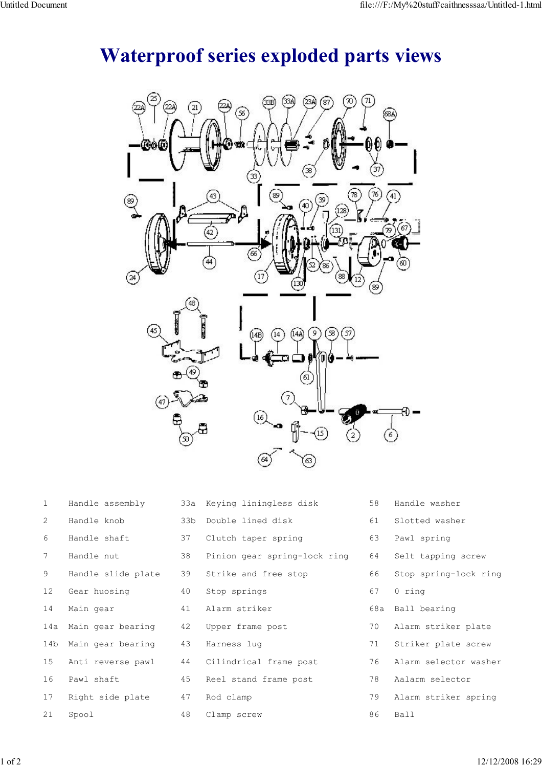# Waterproof series exploded parts views

| | | | | | |
|---|---|---|---|---|---|
| 1 | Handle assembly | 33a | Keying liningless disk | 58 | Handle washer |
| 2 | Handle knob | 33b | Double lined disk | 61 | Slotted washer |
| 6 | Handle shaft | 37 | Clutch taper spring | 63 | Pawl spring |
| 7 | Handle nut | 38 | Pinion gear spring-lock ring | 64 | Selt tapping screw |
| 9 | Handle slide plate | 39 | Strike and free stop | 66 | Stop spring-lock ring |
| 12 | Gear huosing | 40 | Stop springs | 67 | 0 ring |
| 14 | Main gear | 41 | Alarm striker | 68a | Ball bearing |
| 14a | Main gear bearing | 42 | Upper frame post | 70 | Alarm striker plate |
| 14b | Main gear bearing | 43 | Harness lug | 71 | Striker plate screw |
| 15 | Anti reverse pawl | 44 | Cilindrical frame post | 76 | Alarm selector washer |
| 16 | Pawl shaft | 45 | Reel stand frame post | 78 | Aalarm selector |
| 17 | Right side plate | 47 | Rod clamp | 79 | Alarm striker spring |
| 21 | Spool | 48 | Clamp screw | 86 | Ball |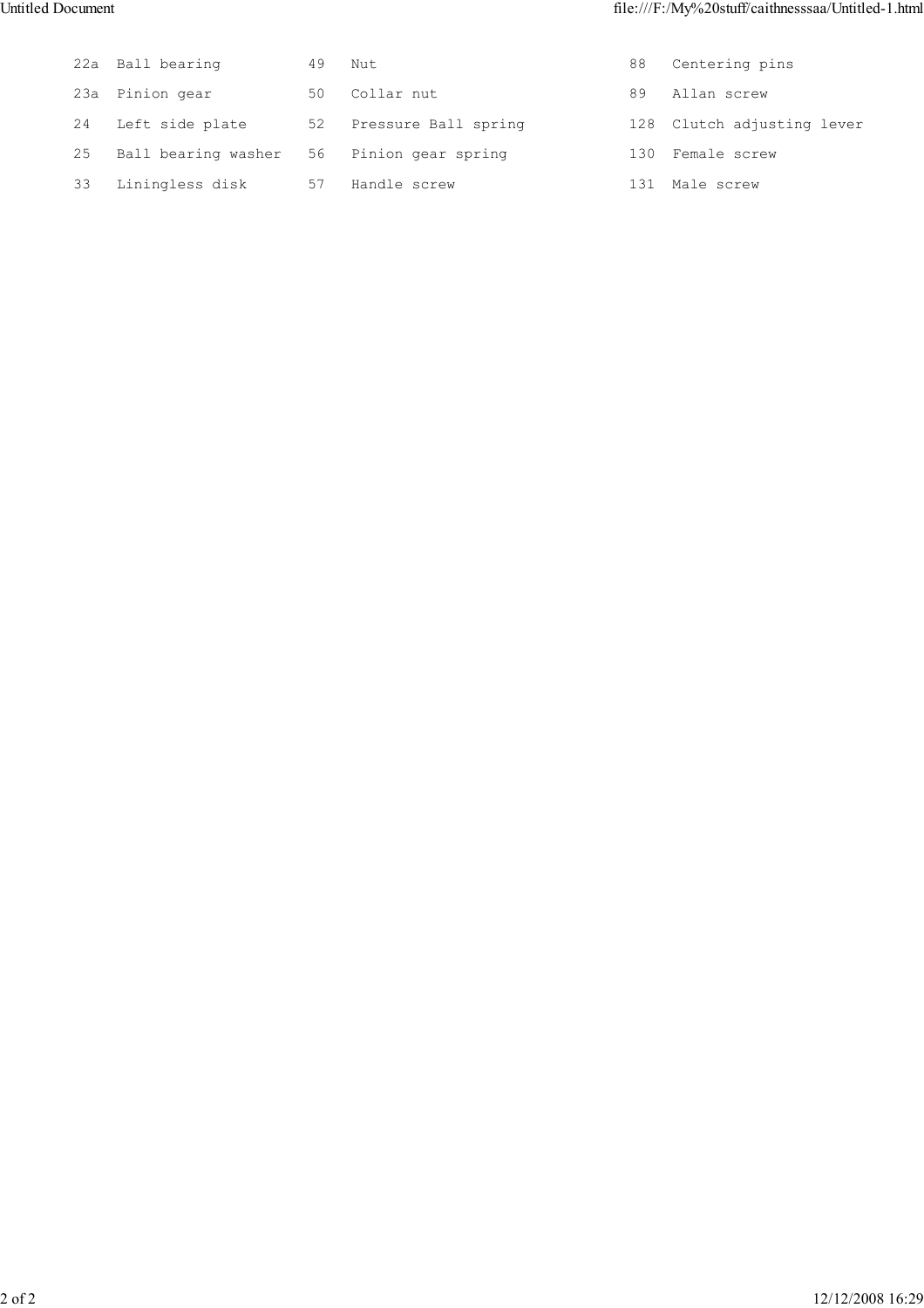| | | | | | |
|---|---|---|---|---|---|
| 22a | Ball bearing | 49 | Nut | 88 | Centering pins |
| 23a | Pinion gear | 50 | Collar nut | 89 | Allan screw |
| 24 | Left side plate | 52 | Pressure Ball spring | 128 | Clutch adjusting lever |
| 25 | Ball bearing washer | 56 | Pinion gear spring | 130 | Female screw |
| 33 | Liningless disk | 57 | Handle screw | 131 | Male screw |